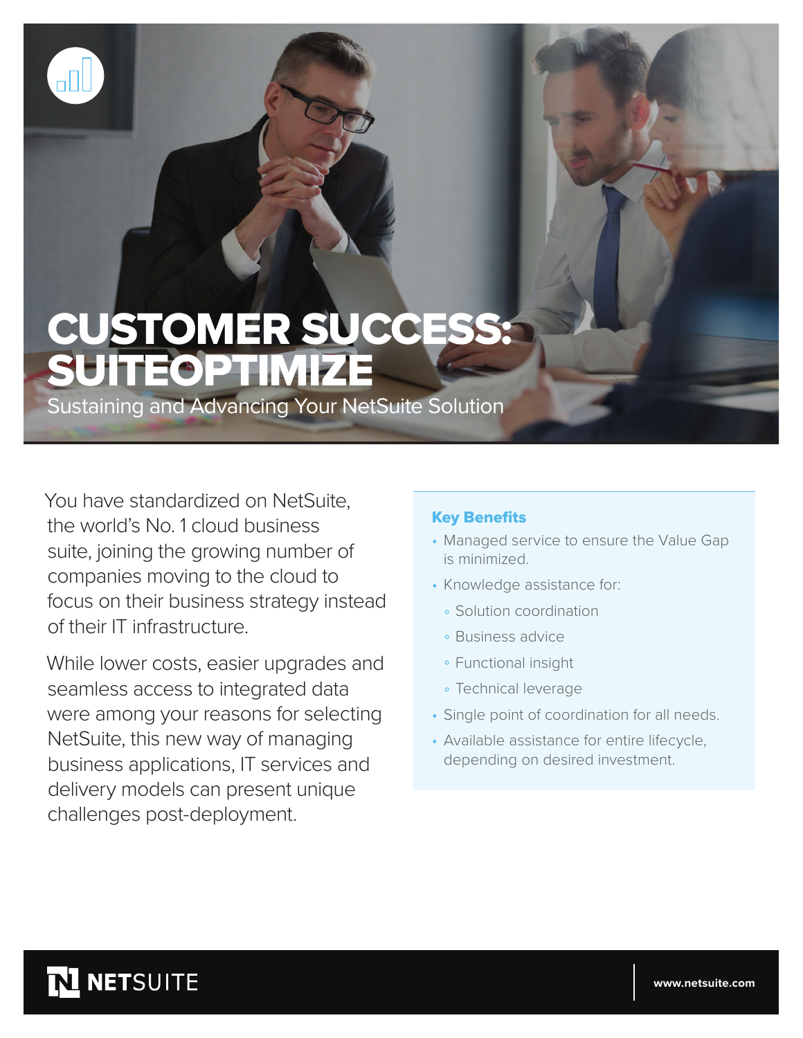# CUSTOMER SUCCESS: SUITEOPTIMIZE

## Sustaining and Advancing Your NetSuite Solution

You have standardized on NetSuite, the world's No. 1 cloud business suite, joining the growing number of companies moving to the cloud to focus on their business strategy instead of their IT infrastructure.

While lower costs, easier upgrades and seamless access to integrated data were among your reasons for selecting NetSuite, this new way of managing business applications, IT services and delivery models can present unique challenges post-deployment.

### Key Benefits

- Managed service to ensure the Value Gap is minimized.
- Knowledge assistance for:
  - Solution coordination
  - Business advice
  - Functional insight
  - Technical leverage
- Single point of coordination for all needs.
- Available assistance for entire lifecycle, depending on desired investment.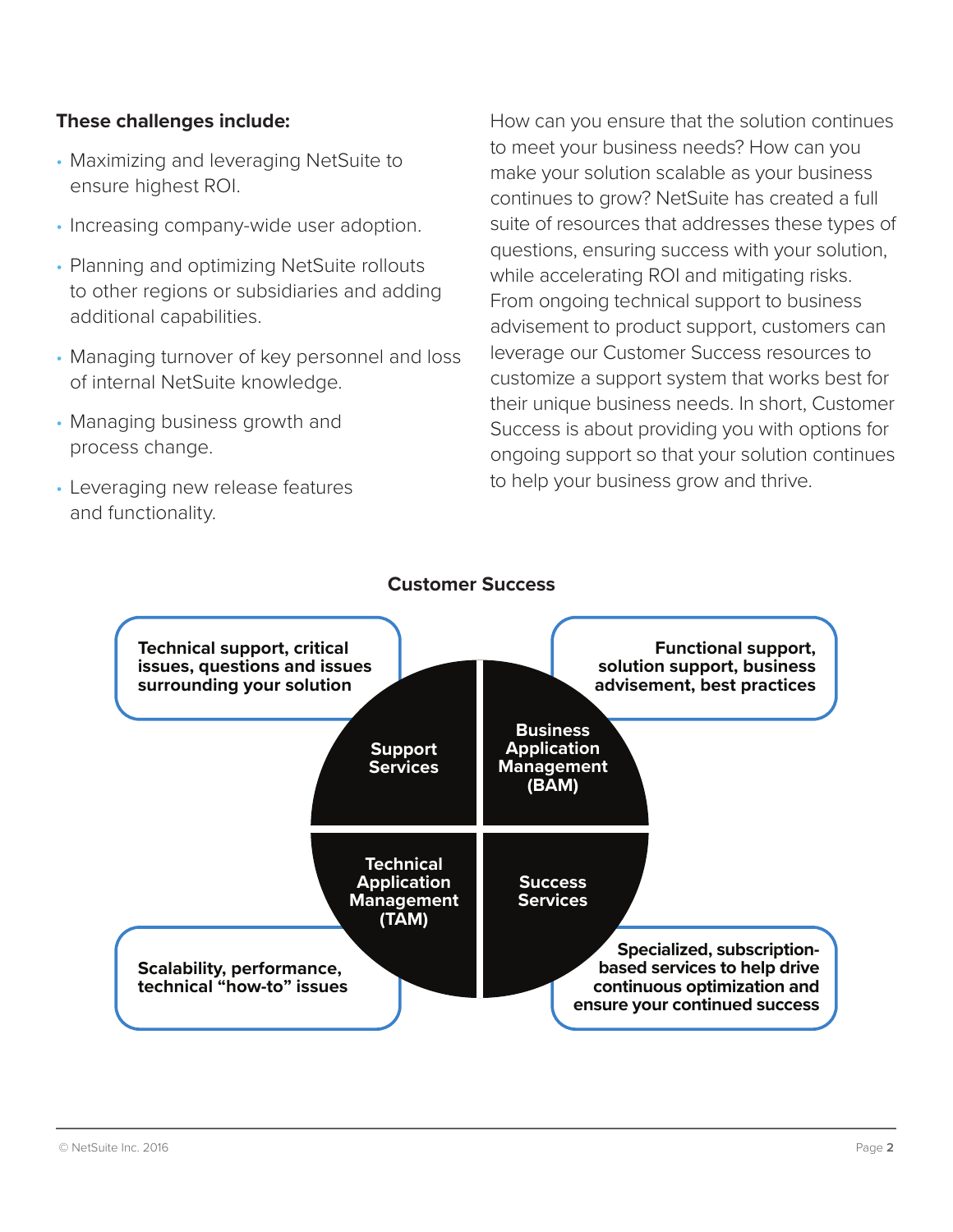**These challenges include:**

- Maximizing and leveraging NetSuite to ensure highest ROI.
- Increasing company-wide user adoption.
- Planning and optimizing NetSuite rollouts to other regions or subsidiaries and adding additional capabilities.
- Managing turnover of key personnel and loss of internal NetSuite knowledge.
- Managing business growth and process change.
- Leveraging new release features and functionality.

How can you ensure that the solution continues to meet your business needs? How can you make your solution scalable as your business continues to grow? NetSuite has created a full suite of resources that addresses these types of questions, ensuring success with your solution, while accelerating ROI and mitigating risks. From ongoing technical support to business advisement to product support, customers can leverage our Customer Success resources to customize a support system that works best for their unique business needs. In short, Customer Success is about providing you with options for ongoing support so that your solution continues to help your business grow and thrive.

**Customer Success**

**Support Services**: Technical support, critical issues, questions and issues surrounding your solution

**Business Application Management (BAM)**: Functional support, solution support, business advisement, best practices

**Technical Application Management (TAM)**: Scalability, performance, technical "how-to" issues

**Success Services**: Specialized, subscription-based services to help drive continuous optimization and ensure your continued success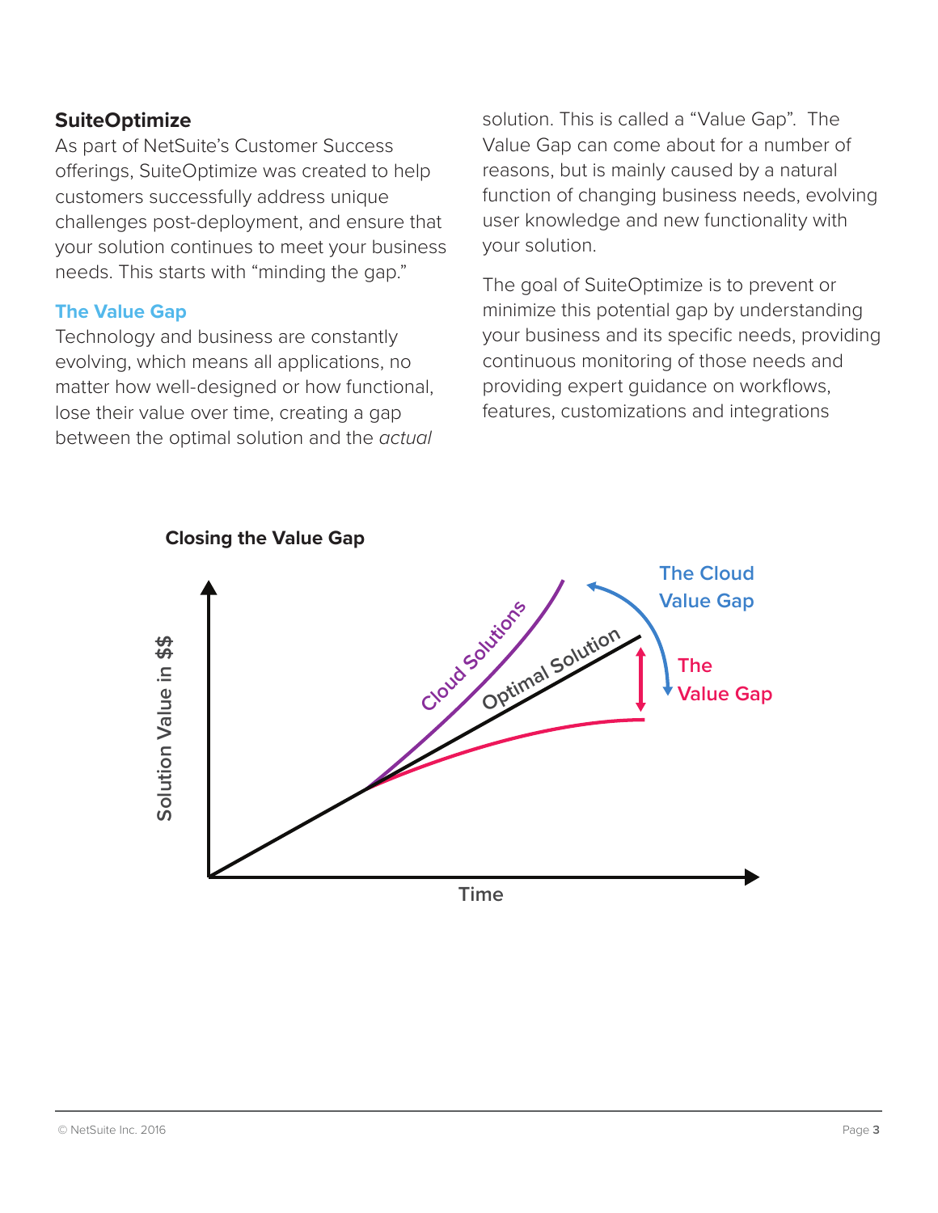## SuiteOptimize

As part of NetSuite's Customer Success offerings, SuiteOptimize was created to help customers successfully address unique challenges post-deployment, and ensure that your solution continues to meet your business needs. This starts with "minding the gap."

### The Value Gap

Technology and business are constantly evolving, which means all applications, no matter how well-designed or how functional, lose their value over time, creating a gap between the optimal solution and the *actual* solution. This is called a "Value Gap". The Value Gap can come about for a number of reasons, but is mainly caused by a natural function of changing business needs, evolving user knowledge and new functionality with your solution.

The goal of SuiteOptimize is to prevent or minimize this potential gap by understanding your business and its specific needs, providing continuous monitoring of those needs and providing expert guidance on workflows, features, customizations and integrations

**Closing the Value Gap**

Solution Value in $$

Cloud Solutions

Optimal Solution

The Cloud Value Gap

The Value Gap

Time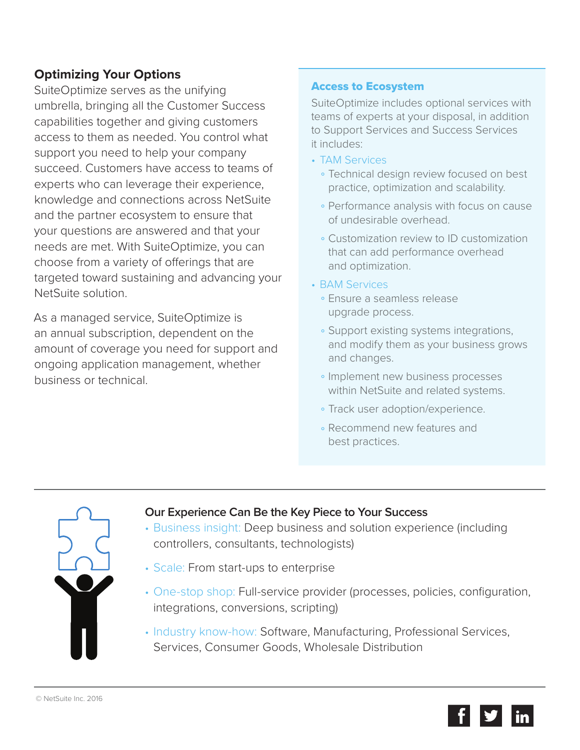## Optimizing Your Options

SuiteOptimize serves as the unifying umbrella, bringing all the Customer Success capabilities together and giving customers access to them as needed. You control what support you need to help your company succeed. Customers have access to teams of experts who can leverage their experience, knowledge and connections across NetSuite and the partner ecosystem to ensure that your questions are answered and that your needs are met. With SuiteOptimize, you can choose from a variety of offerings that are targeted toward sustaining and advancing your NetSuite solution.

As a managed service, SuiteOptimize is an annual subscription, dependent on the amount of coverage you need for support and ongoing application management, whether business or technical.

### Access to Ecosystem

SuiteOptimize includes optional services with teams of experts at your disposal, in addition to Support Services and Success Services it includes:

- TAM Services
  - Technical design review focused on best practice, optimization and scalability.
  - Performance analysis with focus on cause of undesirable overhead.
  - Customization review to ID customization that can add performance overhead and optimization.
- BAM Services
  - Ensure a seamless release upgrade process.
  - Support existing systems integrations, and modify them as your business grows and changes.
  - Implement new business processes within NetSuite and related systems.
  - Track user adoption/experience.
  - Recommend new features and best practices.

---

### Our Experience Can Be the Key Piece to Your Success

- Business insight: Deep business and solution experience (including controllers, consultants, technologists)
- Scale: From start-ups to enterprise
- One-stop shop: Full-service provider (processes, policies, configuration, integrations, conversions, scripting)
- Industry know-how: Software, Manufacturing, Professional Services, Services, Consumer Goods, Wholesale Distribution

© NetSuite Inc. 2016